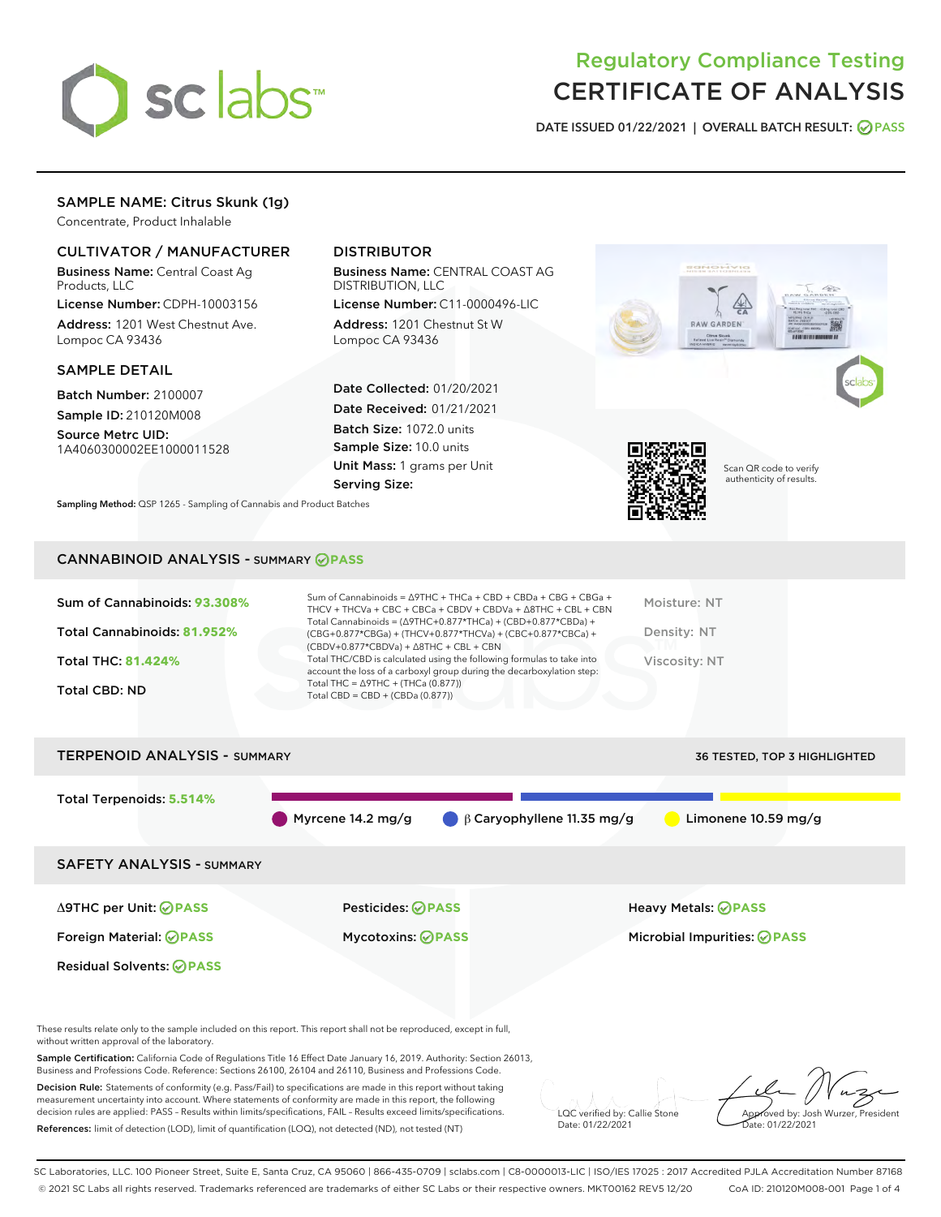# Regulatory Compliance Testing
# CERTIFICATE OF ANALYSIS

DATE ISSUED 01/22/2021 | OVERALL BATCH RESULT: PASS

## SAMPLE NAME: Citrus Skunk (1g)

Concentrate, Product Inhalable

### CULTIVATOR / MANUFACTURER

**Business Name:** Central Coast Ag Products, LLC
**License Number:** CDPH-10003156
**Address:** 1201 West Chestnut Ave. Lompoc CA 93436

### DISTRIBUTOR

**Business Name:** CENTRAL COAST AG DISTRIBUTION, LLC
**License Number:** C11-0000496-LIC
**Address:** 1201 Chestnut St W Lompoc CA 93436

### SAMPLE DETAIL

**Batch Number:** 2100007
**Sample ID:** 210120M008
**Source Metrc UID:** 1A4060300002EE1000011528

**Date Collected:** 01/20/2021
**Date Received:** 01/21/2021
**Batch Size:** 1072.0 units
**Sample Size:** 10.0 units
**Unit Mass:** 1 grams per Unit
**Serving Size:**

Scan QR code to verify authenticity of results.

**Sampling Method:** QSP 1265 - Sampling of Cannabis and Product Batches

## CANNABINOID ANALYSIS - SUMMARY PASS

Sum of Cannabinoids: **93.308%**
Total Cannabinoids: **81.952%**
Total THC: **81.424%**
Total CBD: ND

Sum of Cannabinoids = Δ9THC + THCa + CBD + CBDa + CBG + CBGa + THCV + THCVa + CBC + CBCa + CBDV + CBDVa + Δ8THC + CBL + CBN
Total Cannabinoids = (Δ9THC+0.877*THCa) + (CBD+0.877*CBDa) + (CBG+0.877*CBGa) + (THCV+0.877*THCVa) + (CBC+0.877*CBCa) + (CBDV+0.877*CBDVa) + Δ8THC + CBL + CBN
Total THC/CBD is calculated using the following formulas to take into account the loss of a carboxyl group during the decarboxylation step:
Total THC = Δ9THC + (THCa (0.877))
Total CBD = CBD + (CBDa (0.877))

Moisture: NT
Density: NT
Viscosity: NT

## TERPENOID ANALYSIS - SUMMARY

36 TESTED, TOP 3 HIGHLIGHTED

Total Terpenoids: **5.514%**

Myrcene 14.2 mg/g | β Caryophyllene 11.35 mg/g | Limonene 10.59 mg/g

## SAFETY ANALYSIS - SUMMARY

Δ9THC per Unit: PASS
Pesticides: PASS
Heavy Metals: PASS
Foreign Material: PASS
Mycotoxins: PASS
Microbial Impurities: PASS
Residual Solvents: PASS

These results relate only to the sample included on this report. This report shall not be reproduced, except in full, without written approval of the laboratory.

**Sample Certification:** California Code of Regulations Title 16 Effect Date January 16, 2019. Authority: Section 26013, Business and Professions Code. Reference: Sections 26100, 26104 and 26110, Business and Professions Code.

**Decision Rule:** Statements of conformity (e.g. Pass/Fail) to specifications are made in this report without taking measurement uncertainty into account. Where statements of conformity are made in this report, the following decision rules are applied: PASS – Results within limits/specifications, FAIL – Results exceed limits/specifications.

**References:** limit of detection (LOD), limit of quantification (LOQ), not detected (ND), not tested (NT)

LQC verified by: Callie Stone
Date: 01/22/2021

Approved by: Josh Wurzer, President
Date: 01/22/2021

SC Laboratories, LLC. 100 Pioneer Street, Suite E, Santa Cruz, CA 95060 | 866-435-0709 | sclabs.com | C8-0000013-LIC | ISO/IES 17025 : 2017 Accredited PJLA Accreditation Number 87168
© 2021 SC Labs all rights reserved. Trademarks referenced are trademarks of either SC Labs or their respective owners. MKT00162 REV5 12/20 CoA ID: 210120M008-001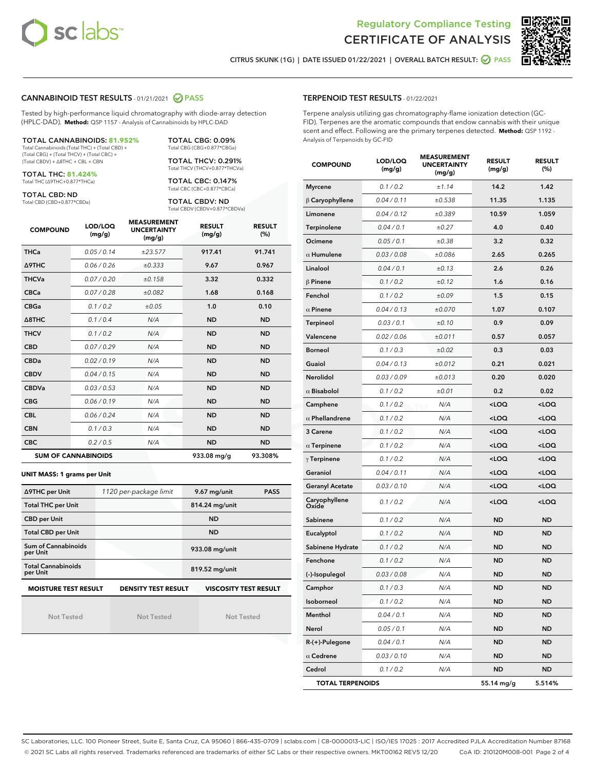# Regulatory Compliance Testing
# CERTIFICATE OF ANALYSIS

CITRUS SKUNK (1G) | DATE ISSUED 01/22/2021 | OVERALL BATCH RESULT: PASS

## CANNABINOID TEST RESULTS - 01/21/2021 PASS

Tested by high-performance liquid chromatography with diode-array detection (HPLC-DAD). **Method:** QSP 1157 - Analysis of Cannabinoids by HPLC-DAD

**TOTAL CANNABINOIDS: 81.952%**
Total Cannabinoids (Total THC) + (Total CBD) + (Total CBG) + (Total THCV) + (Total CBC) + (Total CBDV) + Δ8THC + CBL + CBN

**TOTAL THC: 81.424%**
Total THC (Δ9THC+0.877*THCa)

**TOTAL CBD: ND**
Total CBD (CBD+0.877*CBDa)

**TOTAL CBG: 0.09%**
Total CBG (CBG+0.877*CBGa)

**TOTAL THCV: 0.291%**
Total THCV (THCV+0.877*THCVa)

**TOTAL CBC: 0.147%**
Total CBC (CBC+0.877*CBCa)

**TOTAL CBDV: ND**
Total CBDV (CBDV+0.877*CBDVa)

| COMPOUND | LOD/LOQ (mg/g) | MEASUREMENT UNCERTAINTY (mg/g) | RESULT (mg/g) | RESULT (%) |
|---|---|---|---|---|
| THCa | 0.05 / 0.14 | ±23.577 | 917.41 | 91.741 |
| Δ9THC | 0.06 / 0.26 | ±0.333 | 9.67 | 0.967 |
| THCVa | 0.07 / 0.20 | ±0.158 | 3.32 | 0.332 |
| CBCa | 0.07 / 0.28 | ±0.082 | 1.68 | 0.168 |
| CBGa | 0.1 / 0.2 | ±0.05 | 1.0 | 0.10 |
| Δ8THC | 0.1 / 0.4 | N/A | ND | ND |
| THCV | 0.1 / 0.2 | N/A | ND | ND |
| CBD | 0.07 / 0.29 | N/A | ND | ND |
| CBDa | 0.02 / 0.19 | N/A | ND | ND |
| CBDV | 0.04 / 0.15 | N/A | ND | ND |
| CBDVa | 0.03 / 0.53 | N/A | ND | ND |
| CBG | 0.06 / 0.19 | N/A | ND | ND |
| CBL | 0.06 / 0.24 | N/A | ND | ND |
| CBN | 0.1 / 0.3 | N/A | ND | ND |
| CBC | 0.2 / 0.5 | N/A | ND | ND |
| **SUM OF CANNABINOIDS** | | | **933.08 mg/g** | **93.308%** |

**UNIT MASS: 1 grams per Unit**

| | | | |
|---|---|---|---|
| Δ9THC per Unit | 1120 per-package limit | 9.67 mg/unit | PASS |
| Total THC per Unit | | 814.24 mg/unit | |
| CBD per Unit | | ND | |
| Total CBD per Unit | | ND | |
| Sum of Cannabinoids per Unit | | 933.08 mg/unit | |
| Total Cannabinoids per Unit | | 819.52 mg/unit | |

| MOISTURE TEST RESULT | DENSITY TEST RESULT | VISCOSITY TEST RESULT |
|---|---|---|
| Not Tested | Not Tested | Not Tested |

## TERPENOID TEST RESULTS - 01/22/2021

Terpene analysis utilizing gas chromatography-flame ionization detection (GC-FID). Terpenes are the aromatic compounds that endow cannabis with their unique scent and effect. Following are the primary terpenes detected. **Method:** QSP 1192 - Analysis of Terpenoids by GC-FID

| COMPOUND | LOD/LOQ (mg/g) | MEASUREMENT UNCERTAINTY (mg/g) | RESULT (mg/g) | RESULT (%) |
|---|---|---|---|---|
| Myrcene | 0.1 / 0.2 | ±1.14 | 14.2 | 1.42 |
| β Caryophyllene | 0.04 / 0.11 | ±0.538 | 11.35 | 1.135 |
| Limonene | 0.04 / 0.12 | ±0.389 | 10.59 | 1.059 |
| Terpinolene | 0.04 / 0.1 | ±0.27 | 4.0 | 0.40 |
| Ocimene | 0.05 / 0.1 | ±0.38 | 3.2 | 0.32 |
| α Humulene | 0.03 / 0.08 | ±0.086 | 2.65 | 0.265 |
| Linalool | 0.04 / 0.1 | ±0.13 | 2.6 | 0.26 |
| β Pinene | 0.1 / 0.2 | ±0.12 | 1.6 | 0.16 |
| Fenchol | 0.1 / 0.2 | ±0.09 | 1.5 | 0.15 |
| α Pinene | 0.04 / 0.13 | ±0.070 | 1.07 | 0.107 |
| Terpineol | 0.03 / 0.1 | ±0.10 | 0.9 | 0.09 |
| Valencene | 0.02 / 0.06 | ±0.011 | 0.57 | 0.057 |
| Borneol | 0.1 / 0.3 | ±0.02 | 0.3 | 0.03 |
| Guaiol | 0.04 / 0.13 | ±0.012 | 0.21 | 0.021 |
| Nerolidol | 0.03 / 0.09 | ±0.013 | 0.20 | 0.020 |
| α Bisabolol | 0.1 / 0.2 | ±0.01 | 0.2 | 0.02 |
| Camphene | 0.1 / 0.2 | N/A | <LOQ | <LOQ |
| α Phellandrene | 0.1 / 0.2 | N/A | <LOQ | <LOQ |
| 3 Carene | 0.1 / 0.2 | N/A | <LOQ | <LOQ |
| α Terpinene | 0.1 / 0.2 | N/A | <LOQ | <LOQ |
| γ Terpinene | 0.1 / 0.2 | N/A | <LOQ | <LOQ |
| Geraniol | 0.04 / 0.11 | N/A | <LOQ | <LOQ |
| Geranyl Acetate | 0.03 / 0.10 | N/A | <LOQ | <LOQ |
| Caryophyllene Oxide | 0.1 / 0.2 | N/A | <LOQ | <LOQ |
| Sabinene | 0.1 / 0.2 | N/A | ND | ND |
| Eucalyptol | 0.1 / 0.2 | N/A | ND | ND |
| Sabinene Hydrate | 0.1 / 0.2 | N/A | ND | ND |
| Fenchone | 0.1 / 0.2 | N/A | ND | ND |
| (-)-Isopulegol | 0.03 / 0.08 | N/A | ND | ND |
| Camphor | 0.1 / 0.3 | N/A | ND | ND |
| Isoborneol | 0.1 / 0.2 | N/A | ND | ND |
| Menthol | 0.04 / 0.1 | N/A | ND | ND |
| Nerol | 0.05 / 0.1 | N/A | ND | ND |
| R-(+)-Pulegone | 0.04 / 0.1 | N/A | ND | ND |
| α Cedrene | 0.03 / 0.10 | N/A | ND | ND |
| Cedrol | 0.1 / 0.2 | N/A | ND | ND |
| **TOTAL TERPENOIDS** | | | **55.14 mg/g** | **5.514%** |

SC Laboratories, LLC. 100 Pioneer Street, Suite E, Santa Cruz, CA 95060 | 866-435-0709 | sclabs.com | C8-0000013-LIC | ISO/IES 17025 : 2017 Accredited PJLA Accreditation Number 87168
© 2021 SC Labs all rights reserved. Trademarks referenced are trademarks of either SC Labs or their respective owners. MKT00162 REV5 12/20 CoA ID: 210120M008-001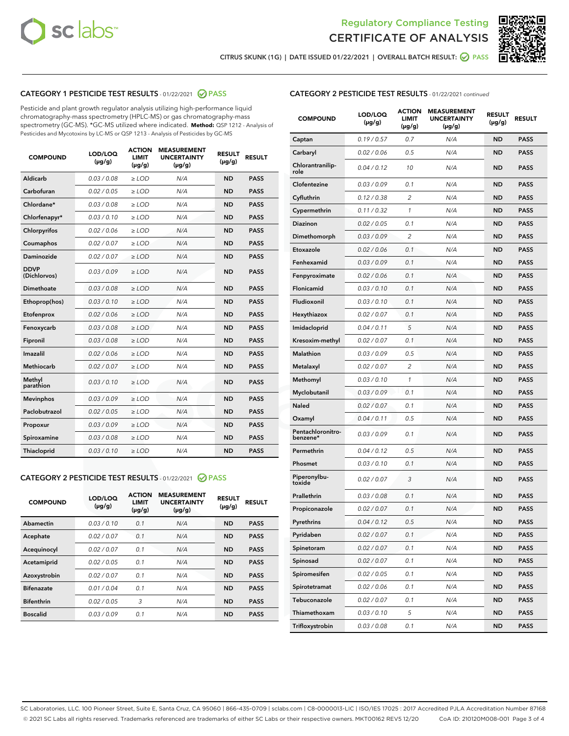Regulatory Compliance Testing
# CERTIFICATE OF ANALYSIS

CITRUS SKUNK (1G) | DATE ISSUED 01/22/2021 | OVERALL BATCH RESULT: PASS

## CATEGORY 1 PESTICIDE TEST RESULTS - 01/22/2021 PASS

Pesticide and plant growth regulator analysis utilizing high-performance liquid chromatography-mass spectrometry (HPLC-MS) or gas chromatography-mass spectrometry (GC-MS). *GC-MS utilized where indicated. **Method:** QSP 1212 - Analysis of Pesticides and Mycotoxins by LC-MS or QSP 1213 - Analysis of Pesticides by GC-MS

| COMPOUND | LOD/LOQ (µg/g) | ACTION LIMIT (µg/g) | MEASUREMENT UNCERTAINTY (µg/g) | RESULT (µg/g) | RESULT |
|---|---|---|---|---|---|
| Aldicarb | 0.03 / 0.08 | ≥ LOD | N/A | ND | PASS |
| Carbofuran | 0.02 / 0.05 | ≥ LOD | N/A | ND | PASS |
| Chlordane* | 0.03 / 0.08 | ≥ LOD | N/A | ND | PASS |
| Chlorfenapyr* | 0.03 / 0.10 | ≥ LOD | N/A | ND | PASS |
| Chlorpyrifos | 0.02 / 0.06 | ≥ LOD | N/A | ND | PASS |
| Coumaphos | 0.02 / 0.07 | ≥ LOD | N/A | ND | PASS |
| Daminozide | 0.02 / 0.07 | ≥ LOD | N/A | ND | PASS |
| DDVP (Dichlorvos) | 0.03 / 0.09 | ≥ LOD | N/A | ND | PASS |
| Dimethoate | 0.03 / 0.08 | ≥ LOD | N/A | ND | PASS |
| Ethoprop(hos) | 0.03 / 0.10 | ≥ LOD | N/A | ND | PASS |
| Etofenprox | 0.02 / 0.06 | ≥ LOD | N/A | ND | PASS |
| Fenoxycarb | 0.03 / 0.08 | ≥ LOD | N/A | ND | PASS |
| Fipronil | 0.03 / 0.08 | ≥ LOD | N/A | ND | PASS |
| Imazalil | 0.02 / 0.06 | ≥ LOD | N/A | ND | PASS |
| Methiocarb | 0.02 / 0.07 | ≥ LOD | N/A | ND | PASS |
| Methyl parathion | 0.03 / 0.10 | ≥ LOD | N/A | ND | PASS |
| Mevinphos | 0.03 / 0.09 | ≥ LOD | N/A | ND | PASS |
| Paclobutrazol | 0.02 / 0.05 | ≥ LOD | N/A | ND | PASS |
| Propoxur | 0.03 / 0.09 | ≥ LOD | N/A | ND | PASS |
| Spiroxamine | 0.03 / 0.08 | ≥ LOD | N/A | ND | PASS |
| Thiacloprid | 0.03 / 0.10 | ≥ LOD | N/A | ND | PASS |

## CATEGORY 2 PESTICIDE TEST RESULTS - 01/22/2021 PASS

| COMPOUND | LOD/LOQ (µg/g) | ACTION LIMIT (µg/g) | MEASUREMENT UNCERTAINTY (µg/g) | RESULT (µg/g) | RESULT |
|---|---|---|---|---|---|
| Abamectin | 0.03 / 0.10 | 0.1 | N/A | ND | PASS |
| Acephate | 0.02 / 0.07 | 0.1 | N/A | ND | PASS |
| Acequinocyl | 0.02 / 0.07 | 0.1 | N/A | ND | PASS |
| Acetamiprid | 0.02 / 0.05 | 0.1 | N/A | ND | PASS |
| Azoxystrobin | 0.02 / 0.07 | 0.1 | N/A | ND | PASS |
| Bifenazate | 0.01 / 0.04 | 0.1 | N/A | ND | PASS |
| Bifenthrin | 0.02 / 0.05 | 3 | N/A | ND | PASS |
| Boscalid | 0.03 / 0.09 | 0.1 | N/A | ND | PASS |
| Captan | 0.19 / 0.57 | 0.7 | N/A | ND | PASS |
| Carbaryl | 0.02 / 0.06 | 0.5 | N/A | ND | PASS |
| Chlorantraniliprole | 0.04 / 0.12 | 10 | N/A | ND | PASS |
| Clofentezine | 0.03 / 0.09 | 0.1 | N/A | ND | PASS |
| Cyfluthrin | 0.12 / 0.38 | 2 | N/A | ND | PASS |
| Cypermethrin | 0.11 / 0.32 | 1 | N/A | ND | PASS |
| Diazinon | 0.02 / 0.05 | 0.1 | N/A | ND | PASS |
| Dimethomorph | 0.03 / 0.09 | 2 | N/A | ND | PASS |
| Etoxazole | 0.02 / 0.06 | 0.1 | N/A | ND | PASS |
| Fenhexamid | 0.03 / 0.09 | 0.1 | N/A | ND | PASS |
| Fenpyroximate | 0.02 / 0.06 | 0.1 | N/A | ND | PASS |
| Flonicamid | 0.03 / 0.10 | 0.1 | N/A | ND | PASS |
| Fludioxonil | 0.03 / 0.10 | 0.1 | N/A | ND | PASS |
| Hexythiazox | 0.02 / 0.07 | 0.1 | N/A | ND | PASS |
| Imidacloprid | 0.04 / 0.11 | 5 | N/A | ND | PASS |
| Kresoxim-methyl | 0.02 / 0.07 | 0.1 | N/A | ND | PASS |
| Malathion | 0.03 / 0.09 | 0.5 | N/A | ND | PASS |
| Metalaxyl | 0.02 / 0.07 | 2 | N/A | ND | PASS |
| Methomyl | 0.03 / 0.10 | 1 | N/A | ND | PASS |
| Myclobutanil | 0.03 / 0.09 | 0.1 | N/A | ND | PASS |
| Naled | 0.02 / 0.07 | 0.1 | N/A | ND | PASS |
| Oxamyl | 0.04 / 0.11 | 0.5 | N/A | ND | PASS |
| Pentachloronitrobenzene* | 0.03 / 0.09 | 0.1 | N/A | ND | PASS |
| Permethrin | 0.04 / 0.12 | 0.5 | N/A | ND | PASS |
| Phosmet | 0.03 / 0.10 | 0.1 | N/A | ND | PASS |
| Piperonylbutoxide | 0.02 / 0.07 | 3 | N/A | ND | PASS |
| Prallethrin | 0.03 / 0.08 | 0.1 | N/A | ND | PASS |
| Propiconazole | 0.02 / 0.07 | 0.1 | N/A | ND | PASS |
| Pyrethrins | 0.04 / 0.12 | 0.5 | N/A | ND | PASS |
| Pyridaben | 0.02 / 0.07 | 0.1 | N/A | ND | PASS |
| Spinetoram | 0.02 / 0.07 | 0.1 | N/A | ND | PASS |
| Spinosad | 0.02 / 0.07 | 0.1 | N/A | ND | PASS |
| Spiromesifen | 0.02 / 0.05 | 0.1 | N/A | ND | PASS |
| Spirotetramat | 0.02 / 0.06 | 0.1 | N/A | ND | PASS |
| Tebuconazole | 0.02 / 0.07 | 0.1 | N/A | ND | PASS |
| Thiamethoxam | 0.03 / 0.10 | 5 | N/A | ND | PASS |
| Trifloxystrobin | 0.03 / 0.08 | 0.1 | N/A | ND | PASS |

SC Laboratories, LLC. 100 Pioneer Street, Suite E, Santa Cruz, CA 95060 | 866-435-0709 | sclabs.com | C8-0000013-LIC | ISO/IES 17025 : 2017 Accredited PJLA Accreditation Number 87168
© 2021 SC Labs all rights reserved. Trademarks referenced are trademarks of either SC Labs or their respective owners. MKT00162 REV5 12/20 CoA ID: 210120M008-001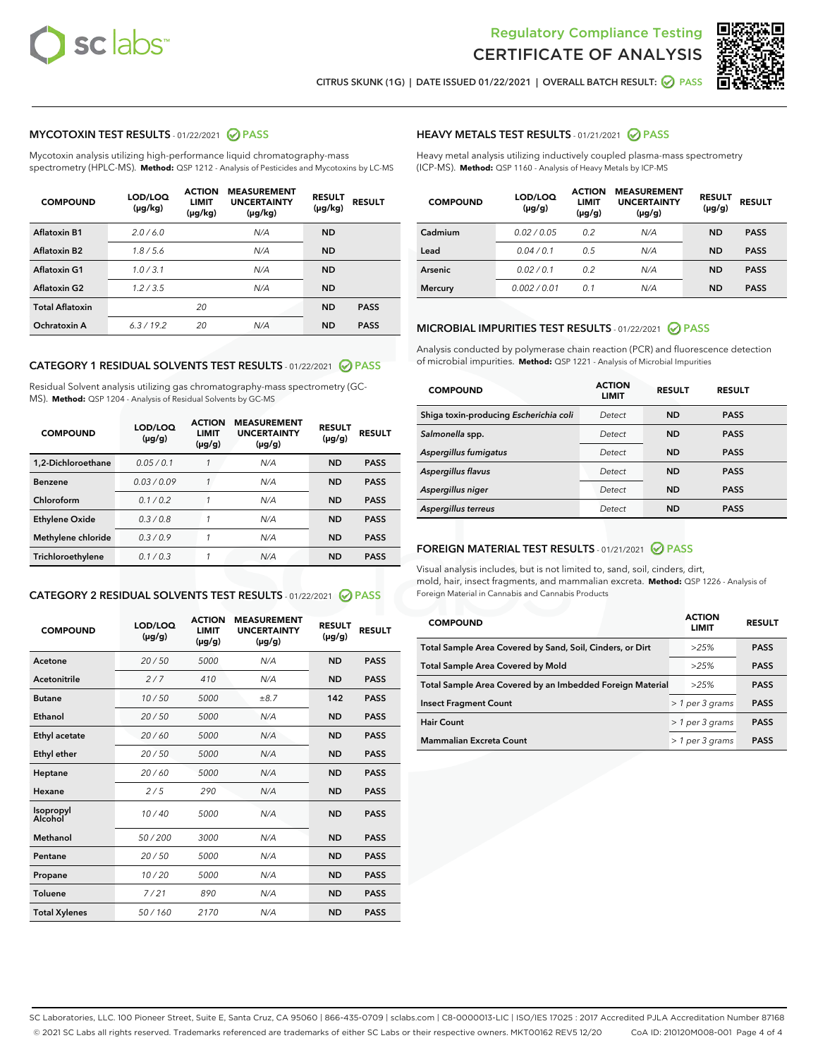Regulatory Compliance Testing

# CERTIFICATE OF ANALYSIS

CITRUS SKUNK (1G) | DATE ISSUED 01/22/2021 | OVERALL BATCH RESULT: PASS

## MYCOTOXIN TEST RESULTS - 01/22/2021 PASS

Mycotoxin analysis utilizing high-performance liquid chromatography-mass spectrometry (HPLC-MS). **Method:** QSP 1212 - Analysis of Pesticides and Mycotoxins by LC-MS

| COMPOUND | LOD/LOQ (μg/kg) | ACTION LIMIT (μg/kg) | MEASUREMENT UNCERTAINTY (μg/kg) | RESULT (μg/kg) | RESULT |
|---|---|---|---|---|---|
| Aflatoxin B1 | 2.0 / 6.0 | | N/A | ND | |
| Aflatoxin B2 | 1.8 / 5.6 | | N/A | ND | |
| Aflatoxin G1 | 1.0 / 3.1 | | N/A | ND | |
| Aflatoxin G2 | 1.2 / 3.5 | | N/A | ND | |
| Total Aflatoxin | | 20 | | ND | PASS |
| Ochratoxin A | 6.3 / 19.2 | 20 | N/A | ND | PASS |

## CATEGORY 1 RESIDUAL SOLVENTS TEST RESULTS - 01/22/2021 PASS

Residual Solvent analysis utilizing gas chromatography-mass spectrometry (GC-MS). **Method:** QSP 1204 - Analysis of Residual Solvents by GC-MS

| COMPOUND | LOD/LOQ (μg/g) | ACTION LIMIT (μg/g) | MEASUREMENT UNCERTAINTY (μg/g) | RESULT (μg/g) | RESULT |
|---|---|---|---|---|---|
| 1,2-Dichloroethane | 0.05 / 0.1 | 1 | N/A | ND | PASS |
| Benzene | 0.03 / 0.09 | 1 | N/A | ND | PASS |
| Chloroform | 0.1 / 0.2 | 1 | N/A | ND | PASS |
| Ethylene Oxide | 0.3 / 0.8 | 1 | N/A | ND | PASS |
| Methylene chloride | 0.3 / 0.9 | 1 | N/A | ND | PASS |
| Trichloroethylene | 0.1 / 0.3 | 1 | N/A | ND | PASS |

## CATEGORY 2 RESIDUAL SOLVENTS TEST RESULTS - 01/22/2021 PASS

| COMPOUND | LOD/LOQ (μg/g) | ACTION LIMIT (μg/g) | MEASUREMENT UNCERTAINTY (μg/g) | RESULT (μg/g) | RESULT |
|---|---|---|---|---|---|
| Acetone | 20 / 50 | 5000 | N/A | ND | PASS |
| Acetonitrile | 2 / 7 | 410 | N/A | ND | PASS |
| Butane | 10 / 50 | 5000 | ±8.7 | 142 | PASS |
| Ethanol | 20 / 50 | 5000 | N/A | ND | PASS |
| Ethyl acetate | 20 / 60 | 5000 | N/A | ND | PASS |
| Ethyl ether | 20 / 50 | 5000 | N/A | ND | PASS |
| Heptane | 20 / 60 | 5000 | N/A | ND | PASS |
| Hexane | 2 / 5 | 290 | N/A | ND | PASS |
| Isopropyl Alcohol | 10 / 40 | 5000 | N/A | ND | PASS |
| Methanol | 50 / 200 | 3000 | N/A | ND | PASS |
| Pentane | 20 / 50 | 5000 | N/A | ND | PASS |
| Propane | 10 / 20 | 5000 | N/A | ND | PASS |
| Toluene | 7 / 21 | 890 | N/A | ND | PASS |
| Total Xylenes | 50 / 160 | 2170 | N/A | ND | PASS |

## HEAVY METALS TEST RESULTS - 01/21/2021 PASS

Heavy metal analysis utilizing inductively coupled plasma-mass spectrometry (ICP-MS). **Method:** QSP 1160 - Analysis of Heavy Metals by ICP-MS

| COMPOUND | LOD/LOQ (μg/g) | ACTION LIMIT (μg/g) | MEASUREMENT UNCERTAINTY (μg/g) | RESULT (μg/g) | RESULT |
|---|---|---|---|---|---|
| Cadmium | 0.02 / 0.05 | 0.2 | N/A | ND | PASS |
| Lead | 0.04 / 0.1 | 0.5 | N/A | ND | PASS |
| Arsenic | 0.02 / 0.1 | 0.2 | N/A | ND | PASS |
| Mercury | 0.002 / 0.01 | 0.1 | N/A | ND | PASS |

## MICROBIAL IMPURITIES TEST RESULTS - 01/22/2021 PASS

Analysis conducted by polymerase chain reaction (PCR) and fluorescence detection of microbial impurities. **Method:** QSP 1221 - Analysis of Microbial Impurities

| COMPOUND | ACTION LIMIT | RESULT | RESULT |
|---|---|---|---|
| *Shiga toxin-producing Escherichia coli* | Detect | ND | PASS |
| *Salmonella* spp. | Detect | ND | PASS |
| *Aspergillus fumigatus* | Detect | ND | PASS |
| *Aspergillus flavus* | Detect | ND | PASS |
| *Aspergillus niger* | Detect | ND | PASS |
| *Aspergillus terreus* | Detect | ND | PASS |

## FOREIGN MATERIAL TEST RESULTS - 01/21/2021 PASS

Visual analysis includes, but is not limited to, sand, soil, cinders, dirt, mold, hair, insect fragments, and mammalian excreta. **Method:** QSP 1226 - Analysis of Foreign Material in Cannabis and Cannabis Products

| COMPOUND | ACTION LIMIT | RESULT |
|---|---|---|
| Total Sample Area Covered by Sand, Soil, Cinders, or Dirt | >25% | PASS |
| Total Sample Area Covered by Mold | >25% | PASS |
| Total Sample Area Covered by an Imbedded Foreign Material | >25% | PASS |
| Insect Fragment Count | > 1 per 3 grams | PASS |
| Hair Count | > 1 per 3 grams | PASS |
| Mammalian Excreta Count | > 1 per 3 grams | PASS |

SC Laboratories, LLC. 100 Pioneer Street, Suite E, Santa Cruz, CA 95060 | 866-435-0709 | sclabs.com | C8-0000013-LIC | ISO/IES 17025 : 2017 Accredited PJLA Accreditation Number 87168
© 2021 SC Labs all rights reserved. Trademarks referenced are trademarks of either SC Labs or their respective owners. MKT00162 REV5 12/20 CoA ID: 210120M008-001